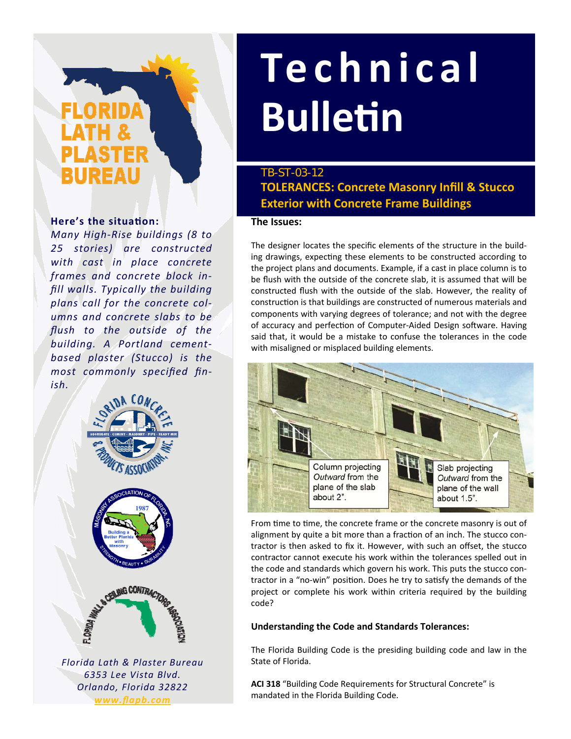# Technical Bulletin

TB-ST-03-12

## TOLERANCES: Concrete Masonry Infill & Stucco Exterior with Concrete Frame Buildings

**Here's the situation:**

*Many High-Rise buildings (8 to 25 stories) are constructed with cast in place concrete frames and concrete block infill walls. Typically the building plans call for the concrete columns and concrete slabs to be flush to the outside of the building. A Portland cement-based plaster (Stucco) is the most commonly specified finish.*

### The Issues:

The designer locates the specific elements of the structure in the building drawings, expecting these elements to be constructed according to the project plans and documents. Example, if a cast in place column is to be flush with the outside of the concrete slab, it is assumed that will be constructed flush with the outside of the slab. However, the reality of construction is that buildings are constructed of numerous materials and components with varying degrees of tolerance; and not with the degree of accuracy and perfection of Computer-Aided Design software. Having said that, it would be a mistake to confuse the tolerances in the code with misaligned or misplaced building elements.

Column projecting *Outward* from the plane of the slab about 2".

Slab projecting *Outward* from the plane of the wall about 1.5".

From time to time, the concrete frame or the concrete masonry is out of alignment by quite a bit more than a fraction of an inch. The stucco contractor is then asked to fix it. However, with such an offset, the stucco contractor cannot execute his work within the tolerances spelled out in the code and standards which govern his work. This puts the stucco contractor in a "no-win" position. Does he try to satisfy the demands of the project or complete his work within criteria required by the building code?

### Understanding the Code and Standards Tolerances:

The Florida Building Code is the presiding building code and law in the State of Florida.

**ACI 318** "Building Code Requirements for Structural Concrete" is mandated in the Florida Building Code.

*Florida Lath & Plaster Bureau*
*6353 Lee Vista Blvd.*
*Orlando, Florida 32822*
*www.flapb.com*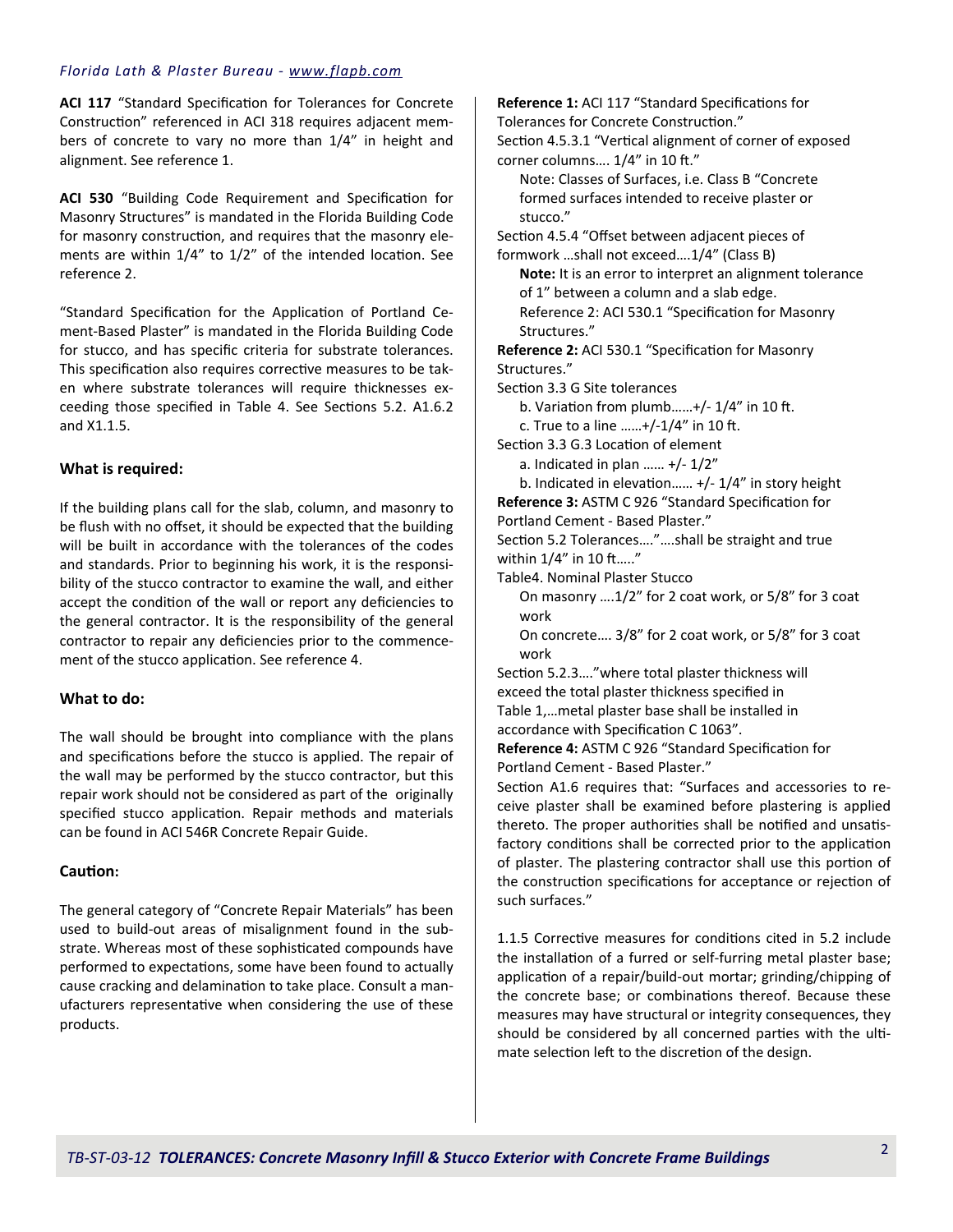**ACI 117** "Standard Specification for Tolerances for Concrete Construction" referenced in ACI 318 requires adjacent members of concrete to vary no more than 1/4" in height and alignment. See reference 1.

**ACI 530** "Building Code Requirement and Specification for Masonry Structures" is mandated in the Florida Building Code for masonry construction, and requires that the masonry elements are within 1/4" to 1/2" of the intended location. See reference 2.

"Standard Specification for the Application of Portland Cement-Based Plaster" is mandated in the Florida Building Code for stucco, and has specific criteria for substrate tolerances. This specification also requires corrective measures to be taken where substrate tolerances will require thicknesses exceeding those specified in Table 4. See Sections 5.2. A1.6.2 and X1.1.5.

**What is required:**

If the building plans call for the slab, column, and masonry to be flush with no offset, it should be expected that the building will be built in accordance with the tolerances of the codes and standards. Prior to beginning his work, it is the responsibility of the stucco contractor to examine the wall, and either accept the condition of the wall or report any deficiencies to the general contractor. It is the responsibility of the general contractor to repair any deficiencies prior to the commencement of the stucco application. See reference 4.

**What to do:**

The wall should be brought into compliance with the plans and specifications before the stucco is applied. The repair of the wall may be performed by the stucco contractor, but this repair work should not be considered as part of the originally specified stucco application. Repair methods and materials can be found in ACI 546R Concrete Repair Guide.

**Caution:**

The general category of "Concrete Repair Materials" has been used to build-out areas of misalignment found in the substrate. Whereas most of these sophisticated compounds have performed to expectations, some have been found to actually cause cracking and delamination to take place. Consult a manufacturers representative when considering the use of these products.

**Reference 1:** ACI 117 "Standard Specifications for Tolerances for Concrete Construction."
Section 4.5.3.1 "Vertical alignment of corner of exposed corner columns…. 1/4" in 10 ft."

Note: Classes of Surfaces, i.e. Class B "Concrete formed surfaces intended to receive plaster or stucco."

Section 4.5.4 "Offset between adjacent pieces of formwork …shall not exceed….1/4" (Class B)

**Note:** It is an error to interpret an alignment tolerance of 1" between a column and a slab edge.

Reference 2: ACI 530.1 "Specification for Masonry Structures."

**Reference 2:** ACI 530.1 "Specification for Masonry Structures."
Section 3.3 G Site tolerances

b. Variation from plumb……+/- 1/4" in 10 ft.

c. True to a line ……+/-1/4" in 10 ft.

Section 3.3 G.3 Location of element

a. Indicated in plan …… +/- 1/2"

b. Indicated in elevation…… +/- 1/4" in story height

**Reference 3:** ASTM C 926 "Standard Specification for Portland Cement - Based Plaster."
Section 5.2 Tolerances…."….shall be straight and true within 1/4" in 10 ft….."
Table4. Nominal Plaster Stucco

On masonry ….1/2" for 2 coat work, or 5/8" for 3 coat work

On concrete…. 3/8" for 2 coat work, or 5/8" for 3 coat work

Section 5.2.3…."where total plaster thickness will exceed the total plaster thickness specified in Table 1,…metal plaster base shall be installed in accordance with Specification C 1063".

**Reference 4:** ASTM C 926 "Standard Specification for Portland Cement - Based Plaster."
Section A1.6 requires that: "Surfaces and accessories to receive plaster shall be examined before plastering is applied thereto. The proper authorities shall be notified and unsatisfactory conditions shall be corrected prior to the application of plaster. The plastering contractor shall use this portion of the construction specifications for acceptance or rejection of such surfaces."

1.1.5 Corrective measures for conditions cited in 5.2 include the installation of a furred or self-furring metal plaster base; application of a repair/build-out mortar; grinding/chipping of the concrete base; or combinations thereof. Because these measures may have structural or integrity consequences, they should be considered by all concerned parties with the ultimate selection left to the discretion of the design.